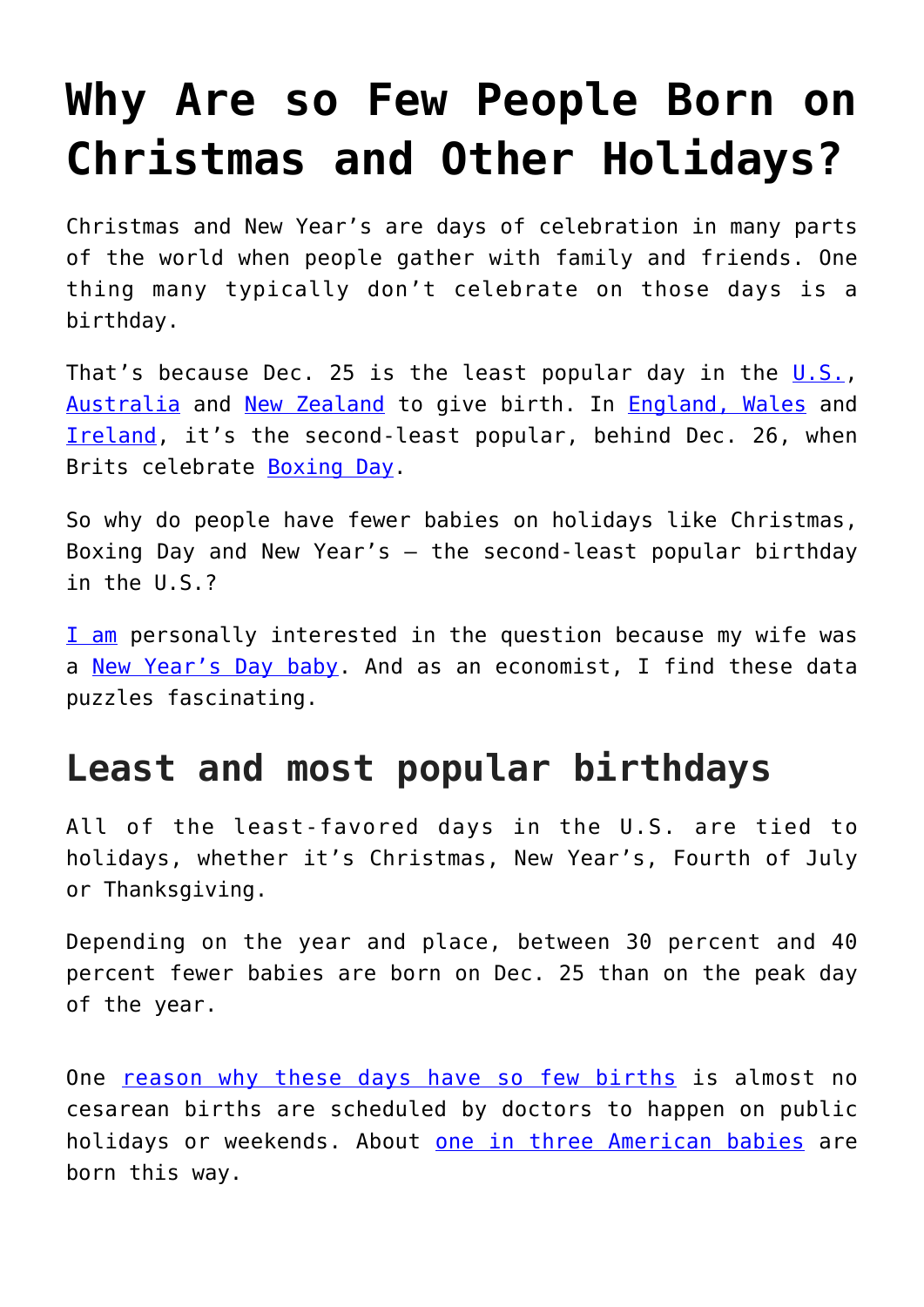# Why Are so Few People Born on Christmas and Other Holidays?

Christmas and New Year's are days of celebration in many parts of the world when people gather with family and friends. One thing many typically don't celebrate on those days is a birthday.

That's because Dec. 25 is the least popular day in the U.S., Australia and New Zealand to give birth. In England, Wales and Ireland, it's the second-least popular, behind Dec. 26, when Brits celebrate Boxing Day.

So why do people have fewer babies on holidays like Christmas, Boxing Day and New Year's – the second-least popular birthday in the U.S.?

I am personally interested in the question because my wife was a New Year's Day baby. And as an economist, I find these data puzzles fascinating.

## Least and most popular birthdays

All of the least-favored days in the U.S. are tied to holidays, whether it's Christmas, New Year's, Fourth of July or Thanksgiving.

Depending on the year and place, between 30 percent and 40 percent fewer babies are born on Dec. 25 than on the peak day of the year.

One reason why these days have so few births is almost no cesarean births are scheduled by doctors to happen on public holidays or weekends. About one in three American babies are born this way.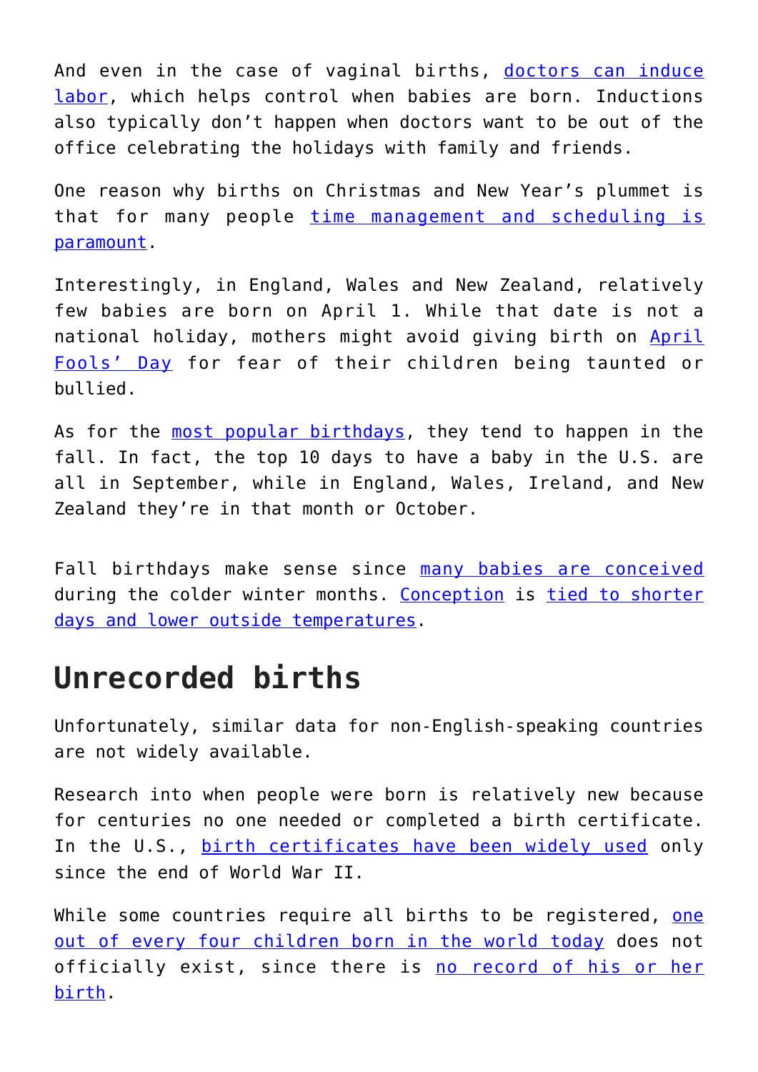And even in the case of vaginal births, doctors can induce labor, which helps control when babies are born. Inductions also typically don't happen when doctors want to be out of the office celebrating the holidays with family and friends.

One reason why births on Christmas and New Year's plummet is that for many people time management and scheduling is paramount.

Interestingly, in England, Wales and New Zealand, relatively few babies are born on April 1. While that date is not a national holiday, mothers might avoid giving birth on April Fools' Day for fear of their children being taunted or bullied.

As for the most popular birthdays, they tend to happen in the fall. In fact, the top 10 days to have a baby in the U.S. are all in September, while in England, Wales, Ireland, and New Zealand they're in that month or October.

Fall birthdays make sense since many babies are conceived during the colder winter months. Conception is tied to shorter days and lower outside temperatures.

## Unrecorded births

Unfortunately, similar data for non-English-speaking countries are not widely available.

Research into when people were born is relatively new because for centuries no one needed or completed a birth certificate. In the U.S., birth certificates have been widely used only since the end of World War II.

While some countries require all births to be registered, one out of every four children born in the world today does not officially exist, since there is no record of his or her birth.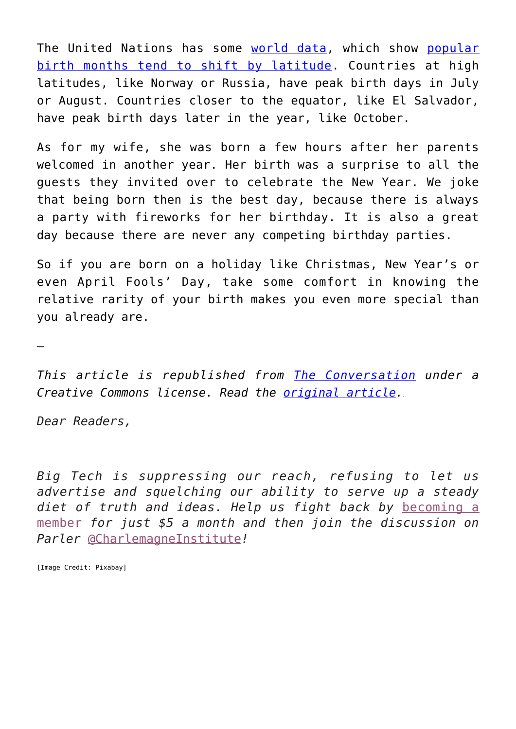The United Nations has some world data, which show popular birth months tend to shift by latitude. Countries at high latitudes, like Norway or Russia, have peak birth days in July or August. Countries closer to the equator, like El Salvador, have peak birth days later in the year, like October.

As for my wife, she was born a few hours after her parents welcomed in another year. Her birth was a surprise to all the guests they invited over to celebrate the New Year. We joke that being born then is the best day, because there is always a party with fireworks for her birthday. It is also a great day because there are never any competing birthday parties.

So if you are born on a holiday like Christmas, New Year's or even April Fools' Day, take some comfort in knowing the relative rarity of your birth makes you even more special than you already are.

—

*This article is republished from The Conversation under a Creative Commons license. Read the original article.*

*Dear Readers,*

*Big Tech is suppressing our reach, refusing to let us advertise and squelching our ability to serve up a steady diet of truth and ideas. Help us fight back by becoming a member for just $5 a month and then join the discussion on Parler @CharlemagneInstitute!*

[Image Credit: Pixabay]